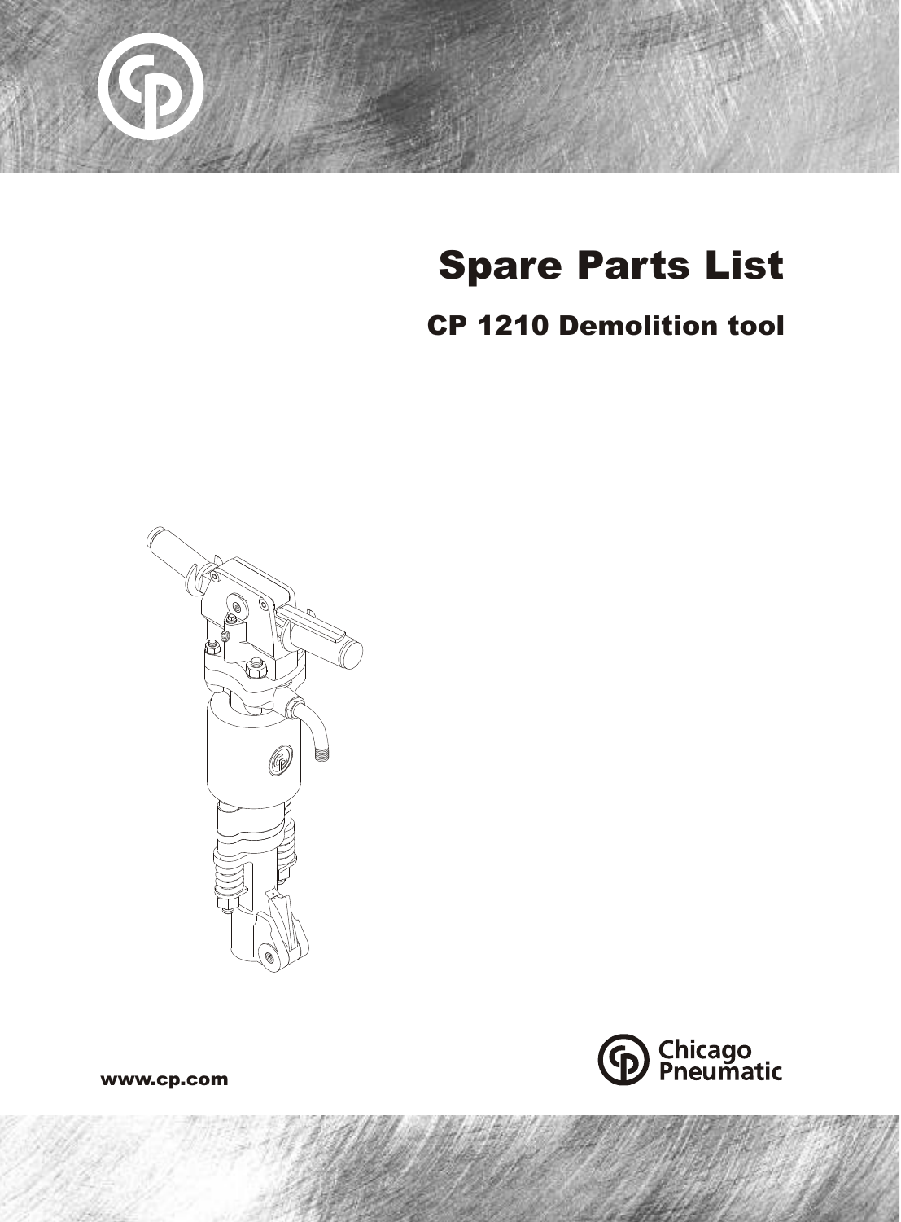# Spare Parts List

## CP 1210 Demolition tool

Chicago Pneumatic

www.cp.com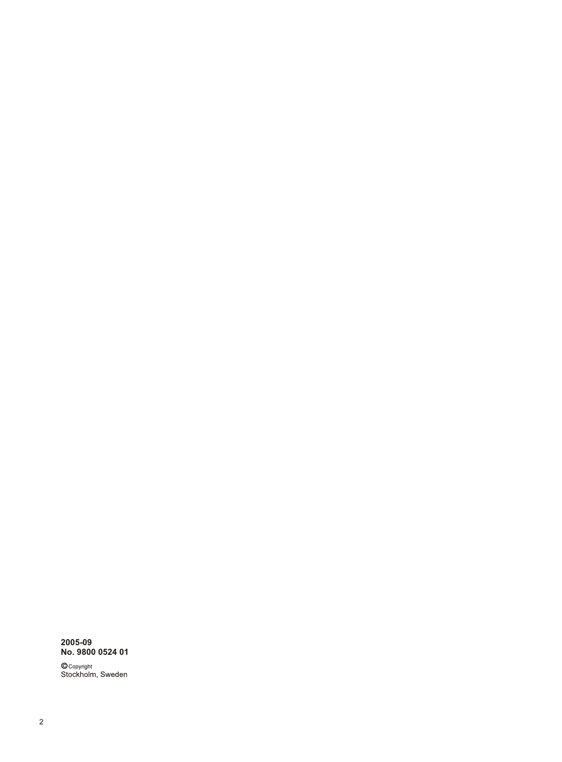**2005-09**
**No. 9800 0524 01**

© Copyright
Stockholm, Sweden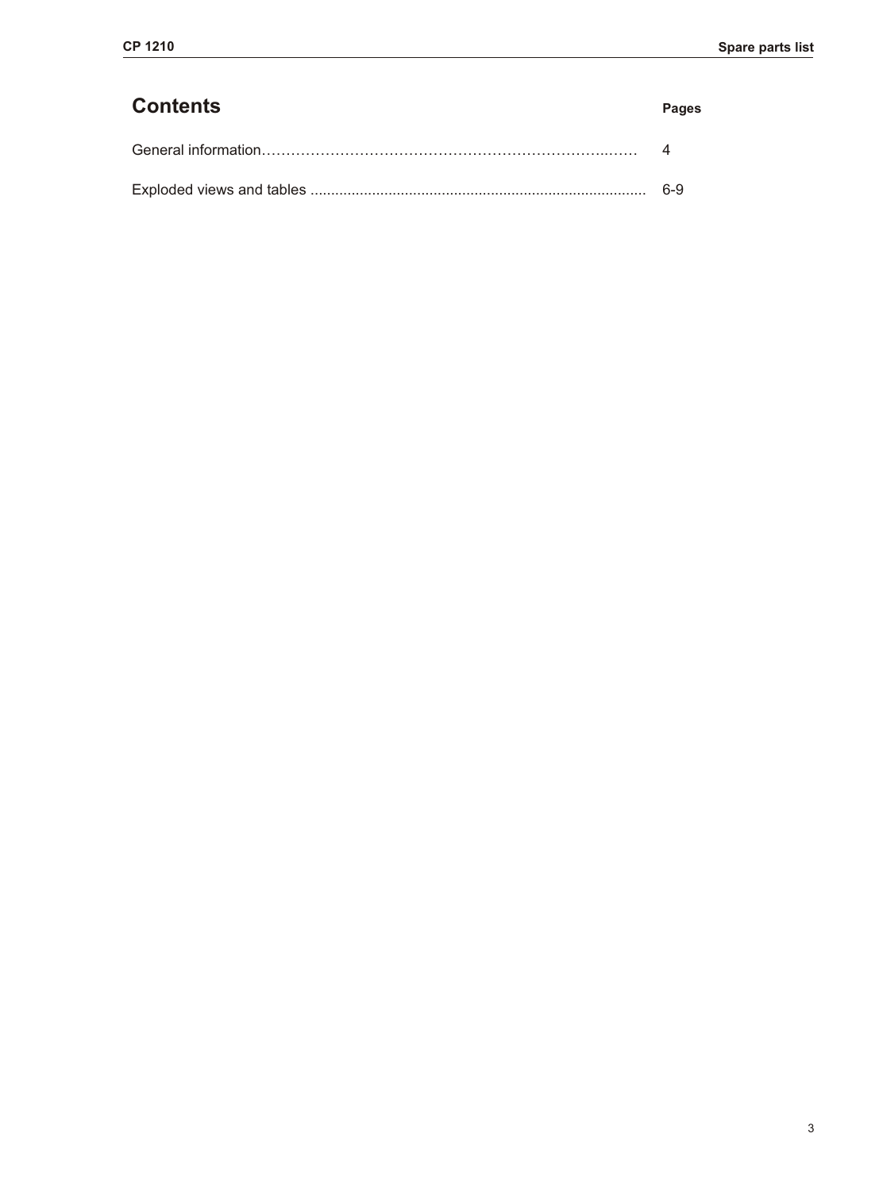# Contents

| | Pages |
|---|---|
| General information | 4 |
| Exploded views and tables | 6-9 |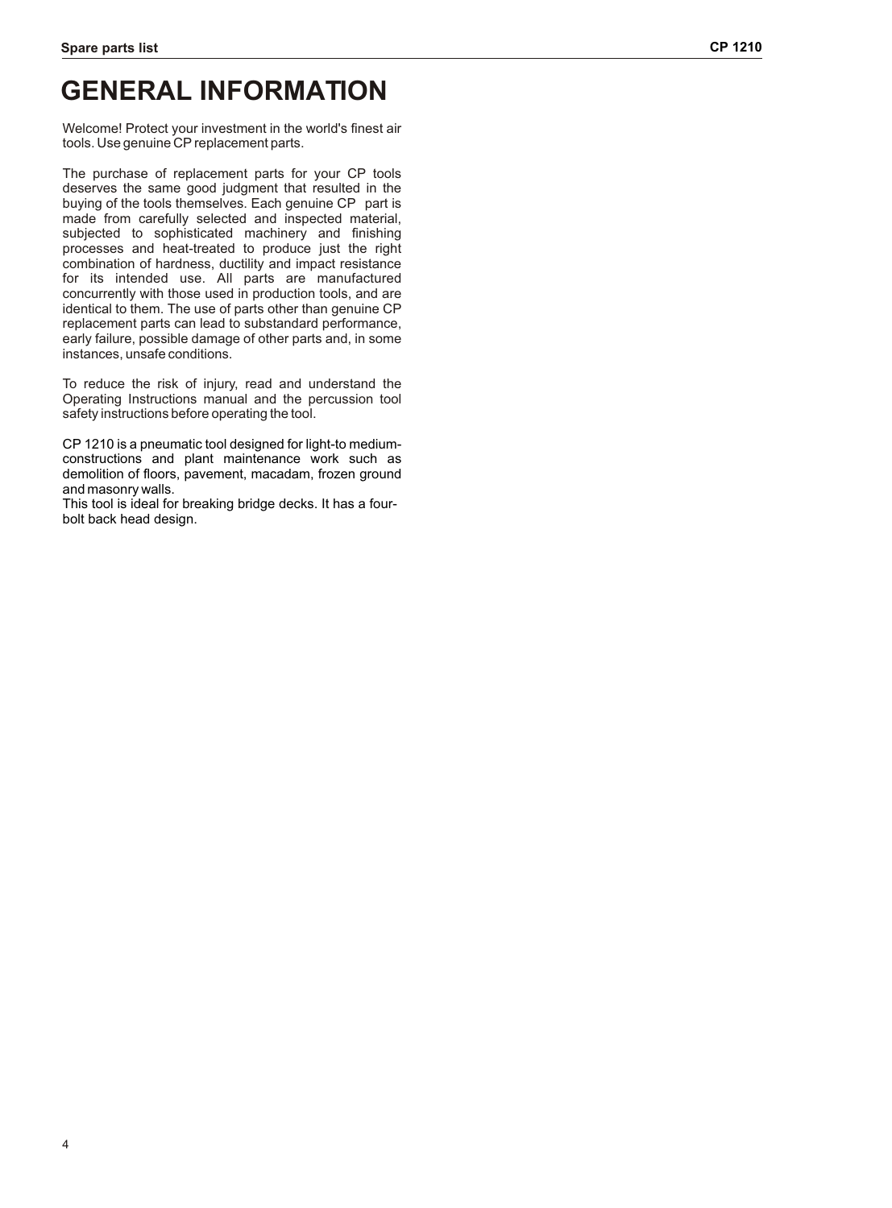# GENERAL INFORMATION

Welcome! Protect your investment in the world's finest air tools. Use genuine CP replacement parts.

The purchase of replacement parts for your CP tools deserves the same good judgment that resulted in the buying of the tools themselves. Each genuine CP part is made from carefully selected and inspected material, subjected to sophisticated machinery and finishing processes and heat-treated to produce just the right combination of hardness, ductility and impact resistance for its intended use. All parts are manufactured concurrently with those used in production tools, and are identical to them. The use of parts other than genuine CP replacement parts can lead to substandard performance, early failure, possible damage of other parts and, in some instances, unsafe conditions.

To reduce the risk of injury, read and understand the Operating Instructions manual and the percussion tool safety instructions before operating the tool.

CP 1210 is a pneumatic tool designed for light-to medium-constructions and plant maintenance work such as demolition of floors, pavement, macadam, frozen ground and masonry walls.
This tool is ideal for breaking bridge decks. It has a four-bolt back head design.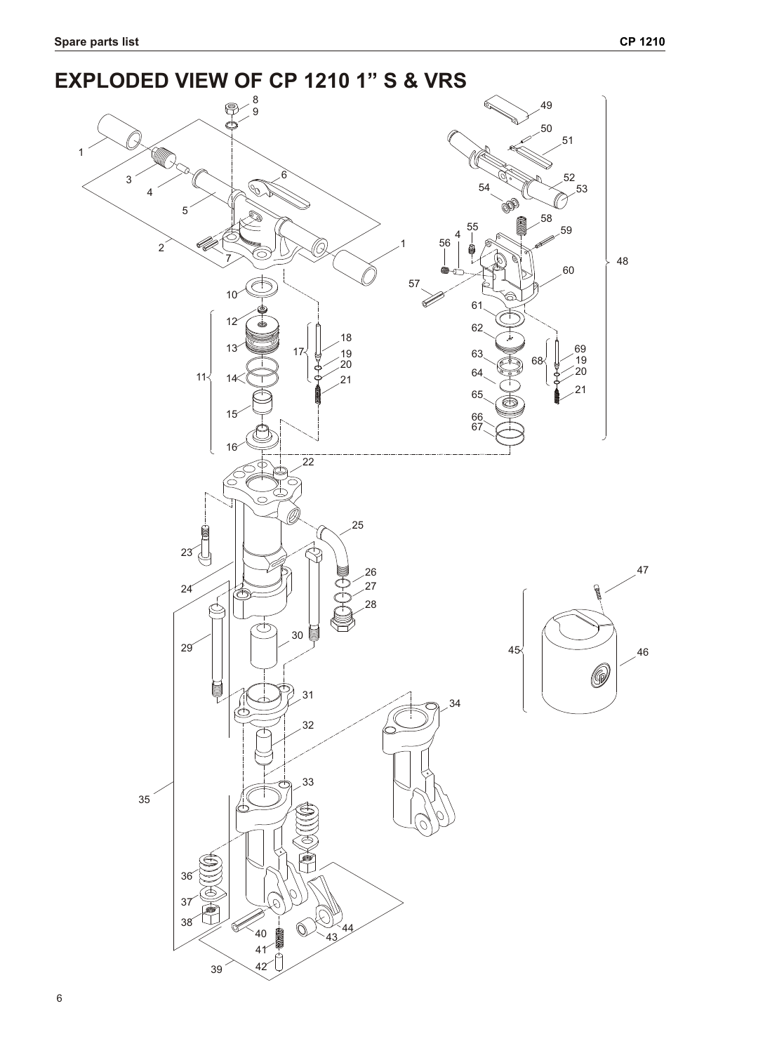# EXPLODED VIEW OF CP 1210 1" S & VRS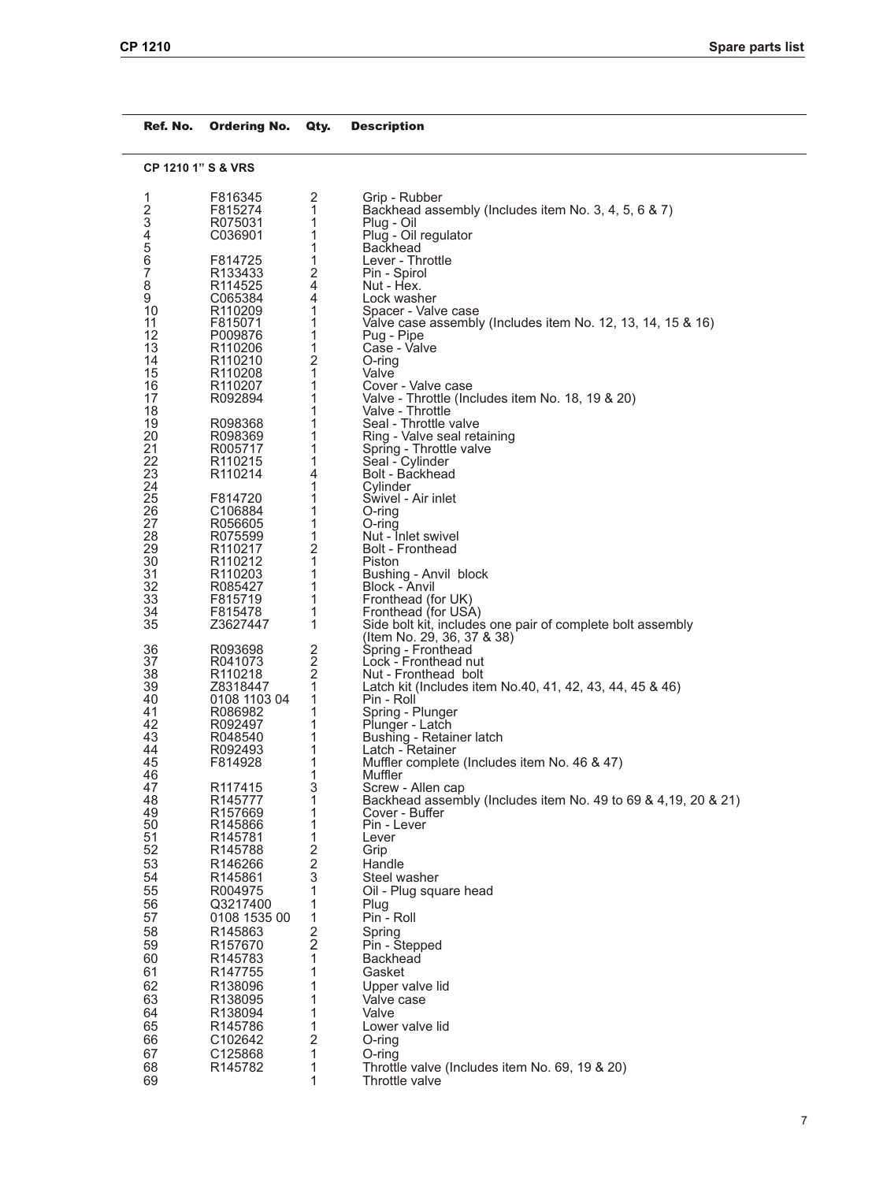| Ref. No. | Ordering No. | Qty. | Description |
|---|---|---|---|
| **CP 1210 1" S & VRS** | | | |
| 1 | F816345 | 2 | Grip - Rubber |
| 2 | F815274 | 1 | Backhead assembly (Includes item No. 3, 4, 5, 6 & 7) |
| 3 | R075031 | 1 | Plug - Oil |
| 4 | C036901 | 1 | Plug - Oil regulator |
| 5 | | 1 | Backhead |
| 6 | F814725 | 1 | Lever - Throttle |
| 7 | R133433 | 2 | Pin - Spirol |
| 8 | R114525 | 4 | Nut - Hex. |
| 9 | C065384 | 4 | Lock washer |
| 10 | R110209 | 1 | Spacer - Valve case |
| 11 | F815071 | 1 | Valve case assembly (Includes item No. 12, 13, 14, 15 & 16) |
| 12 | P009876 | 1 | Pug - Pipe |
| 13 | R110206 | 1 | Case - Valve |
| 14 | R110210 | 2 | O-ring |
| 15 | R110208 | 1 | Valve |
| 16 | R110207 | 1 | Cover - Valve case |
| 17 | R092894 | 1 | Valve - Throttle (Includes item No. 18, 19 & 20) |
| 18 | | 1 | Valve - Throttle |
| 19 | R098368 | 1 | Seal - Throttle valve |
| 20 | R098369 | 1 | Ring - Valve seal retaining |
| 21 | R005717 | 1 | Spring - Throttle valve |
| 22 | R110215 | 1 | Seal - Cylinder |
| 23 | R110214 | 4 | Bolt - Backhead |
| 24 | | 1 | Cylinder |
| 25 | F814720 | 1 | Swivel - Air inlet |
| 26 | C106884 | 1 | O-ring |
| 27 | R056605 | 1 | O-ring |
| 28 | R075599 | 1 | Nut - Inlet swivel |
| 29 | R110217 | 2 | Bolt - Fronthead |
| 30 | R110212 | 1 | Piston |
| 31 | R110203 | 1 | Bushing - Anvil block |
| 32 | R085427 | 1 | Block - Anvil |
| 33 | F815719 | 1 | Fronthead (for UK) |
| 34 | F815478 | 1 | Fronthead (for USA) |
| 35 | Z3627447 | 1 | Side bolt kit, includes one pair of complete bolt assembly (Item No. 29, 36, 37 & 38) |
| 36 | R093698 | 2 | Spring - Fronthead |
| 37 | R041073 | 2 | Lock - Fronthead nut |
| 38 | R110218 | 2 | Nut - Fronthead bolt |
| 39 | Z8318447 | 1 | Latch kit (Includes item No.40, 41, 42, 43, 44, 45 & 46) |
| 40 | 0108 1103 04 | 1 | Pin - Roll |
| 41 | R086982 | 1 | Spring - Plunger |
| 42 | R092497 | 1 | Plunger - Latch |
| 43 | R048540 | 1 | Bushing - Retainer latch |
| 44 | R092493 | 1 | Latch - Retainer |
| 45 | F814928 | 1 | Muffler complete (Includes item No. 46 & 47) |
| 46 | | 1 | Muffler |
| 47 | R117415 | 3 | Screw - Allen cap |
| 48 | R145777 | 1 | Backhead assembly (Includes item No. 49 to 69 & 4,19, 20 & 21) |
| 49 | R157669 | 1 | Cover - Buffer |
| 50 | R145866 | 1 | Pin - Lever |
| 51 | R145781 | 1 | Lever |
| 52 | R145788 | 2 | Grip |
| 53 | R146266 | 2 | Handle |
| 54 | R145861 | 3 | Steel washer |
| 55 | R004975 | 1 | Oil - Plug square head |
| 56 | Q3217400 | 1 | Plug |
| 57 | 0108 1535 00 | 1 | Pin - Roll |
| 58 | R145863 | 2 | Spring |
| 59 | R157670 | 2 | Pin - Stepped |
| 60 | R145783 | 1 | Backhead |
| 61 | R147755 | 1 | Gasket |
| 62 | R138096 | 1 | Upper valve lid |
| 63 | R138095 | 1 | Valve case |
| 64 | R138094 | 1 | Valve |
| 65 | R145786 | 1 | Lower valve lid |
| 66 | C102642 | 2 | O-ring |
| 67 | C125868 | 1 | O-ring |
| 68 | R145782 | 1 | Throttle valve (Includes item No. 69, 19 & 20) |
| 69 | | 1 | Throttle valve |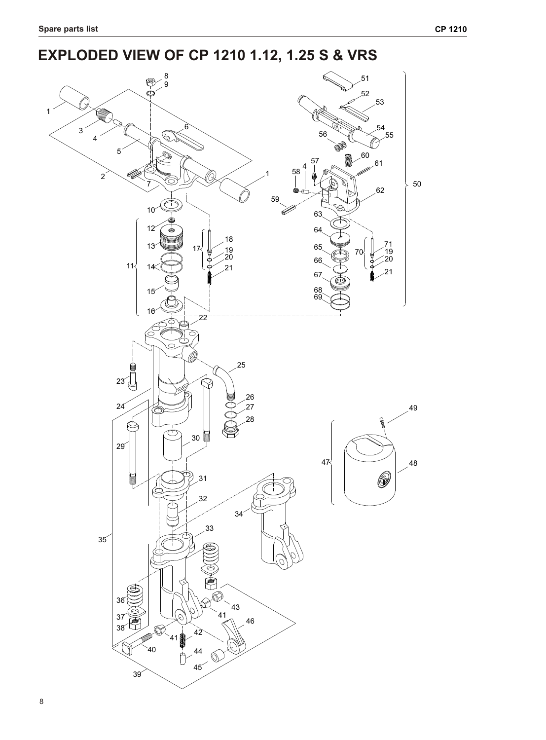# EXPLODED VIEW OF CP 1210 1.12, 1.25 S & VRS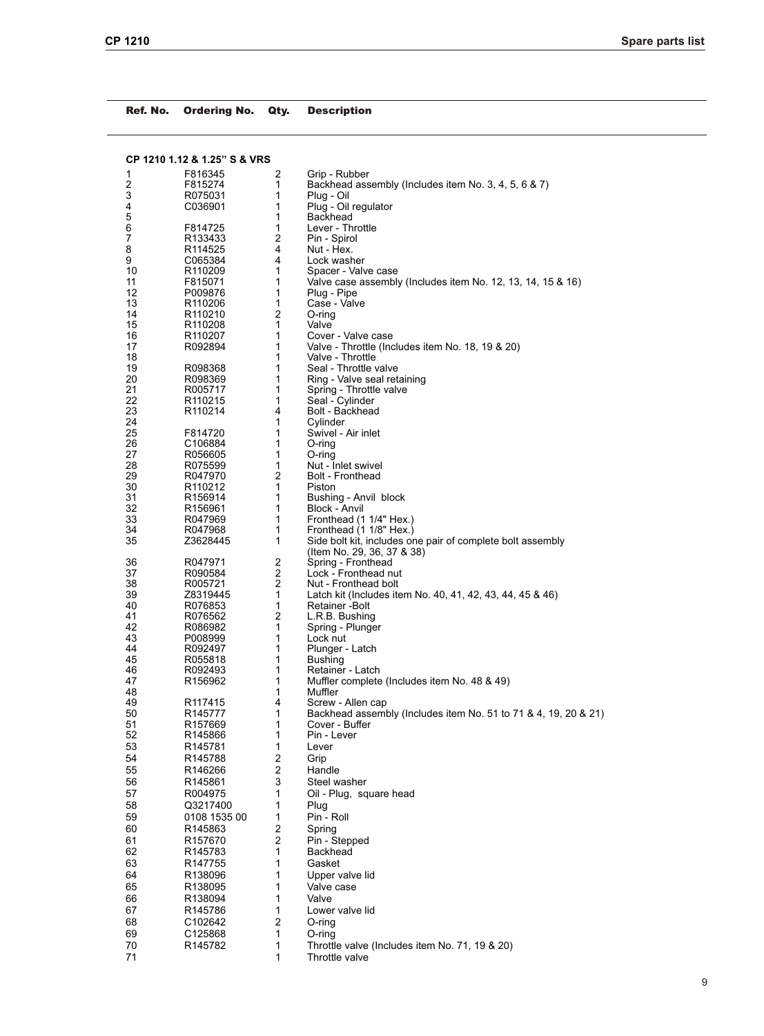| Ref. No. | Ordering No. | Qty. | Description |
|---|---|---|---|
| **CP 1210 1.12 & 1.25" S & VRS** | | | |
| 1 | F816345 | 2 | Grip - Rubber |
| 2 | F815274 | 1 | Backhead assembly (Includes item No. 3, 4, 5, 6 & 7) |
| 3 | R075031 | 1 | Plug - Oil |
| 4 | C036901 | 1 | Plug - Oil regulator |
| 5 | | 1 | Backhead |
| 6 | F814725 | 1 | Lever - Throttle |
| 7 | R133433 | 2 | Pin - Spirol |
| 8 | R114525 | 4 | Nut - Hex. |
| 9 | C065384 | 4 | Lock washer |
| 10 | R110209 | 1 | Spacer - Valve case |
| 11 | F815071 | 1 | Valve case assembly (Includes item No. 12, 13, 14, 15 & 16) |
| 12 | P009876 | 1 | Plug - Pipe |
| 13 | R110206 | 1 | Case - Valve |
| 14 | R110210 | 2 | O-ring |
| 15 | R110208 | 1 | Valve |
| 16 | R110207 | 1 | Cover - Valve case |
| 17 | R092894 | 1 | Valve - Throttle (Includes item No. 18, 19 & 20) |
| 18 | | 1 | Valve - Throttle |
| 19 | R098368 | 1 | Seal - Throttle valve |
| 20 | R098369 | 1 | Ring - Valve seal retaining |
| 21 | R005717 | 1 | Spring - Throttle valve |
| 22 | R110215 | 1 | Seal - Cylinder |
| 23 | R110214 | 4 | Bolt - Backhead |
| 24 | | 1 | Cylinder |
| 25 | F814720 | 1 | Swivel - Air inlet |
| 26 | C106884 | 1 | O-ring |
| 27 | R056605 | 1 | O-ring |
| 28 | R075599 | 1 | Nut - Inlet swivel |
| 29 | R047970 | 2 | Bolt - Fronthead |
| 30 | R110212 | 1 | Piston |
| 31 | R156914 | 1 | Bushing - Anvil block |
| 32 | R156961 | 1 | Block - Anvil |
| 33 | R047969 | 1 | Fronthead (1 1/4" Hex.) |
| 34 | R047968 | 1 | Fronthead (1 1/8" Hex.) |
| 35 | Z3628445 | 1 | Side bolt kit, includes one pair of complete bolt assembly (Item No. 29, 36, 37 & 38) |
| 36 | R047971 | 2 | Spring - Fronthead |
| 37 | R090584 | 2 | Lock - Fronthead nut |
| 38 | R005721 | 2 | Nut - Fronthead bolt |
| 39 | Z8319445 | 1 | Latch kit (Includes item No. 40, 41, 42, 43, 44, 45 & 46) |
| 40 | R076853 | 1 | Retainer -Bolt |
| 41 | R076562 | 2 | L.R.B. Bushing |
| 42 | R086982 | 1 | Spring - Plunger |
| 43 | P008999 | 1 | Lock nut |
| 44 | R092497 | 1 | Plunger - Latch |
| 45 | R055818 | 1 | Bushing |
| 46 | R092493 | 1 | Retainer - Latch |
| 47 | R156962 | 1 | Muffler complete (Includes item No. 48 & 49) |
| 48 | | 1 | Muffler |
| 49 | R117415 | 4 | Screw - Allen cap |
| 50 | R145777 | 1 | Backhead assembly (Includes item No. 51 to 71 & 4, 19, 20 & 21) |
| 51 | R157669 | 1 | Cover - Buffer |
| 52 | R145866 | 1 | Pin - Lever |
| 53 | R145781 | 1 | Lever |
| 54 | R145788 | 2 | Grip |
| 55 | R146266 | 2 | Handle |
| 56 | R145861 | 3 | Steel washer |
| 57 | R004975 | 1 | Oil - Plug, square head |
| 58 | Q3217400 | 1 | Plug |
| 59 | 0108 1535 00 | 1 | Pin - Roll |
| 60 | R145863 | 2 | Spring |
| 61 | R157670 | 2 | Pin - Stepped |
| 62 | R145783 | 1 | Backhead |
| 63 | R147755 | 1 | Gasket |
| 64 | R138096 | 1 | Upper valve lid |
| 65 | R138095 | 1 | Valve case |
| 66 | R138094 | 1 | Valve |
| 67 | R145786 | 1 | Lower valve lid |
| 68 | C102642 | 2 | O-ring |
| 69 | C125868 | 1 | O-ring |
| 70 | R145782 | 1 | Throttle valve (Includes item No. 71, 19 & 20) |
| 71 | | 1 | Throttle valve |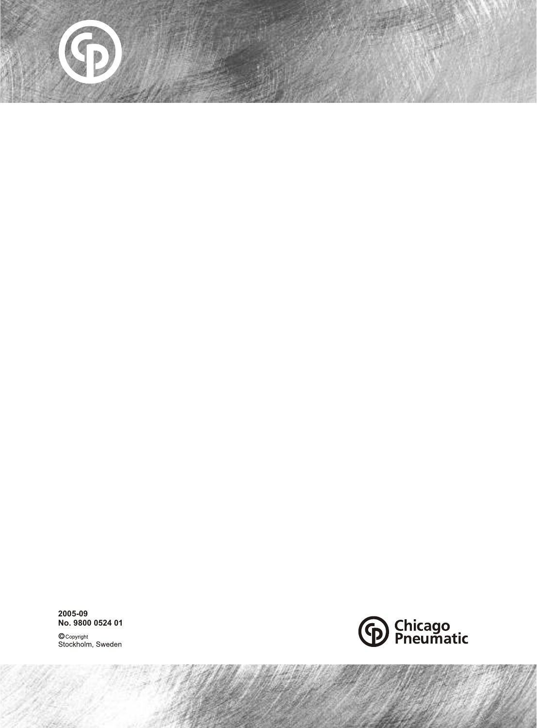2005-09
**No. 9800 0524 01**

© Copyright
Stockholm, Sweden

Chicago Pneumatic